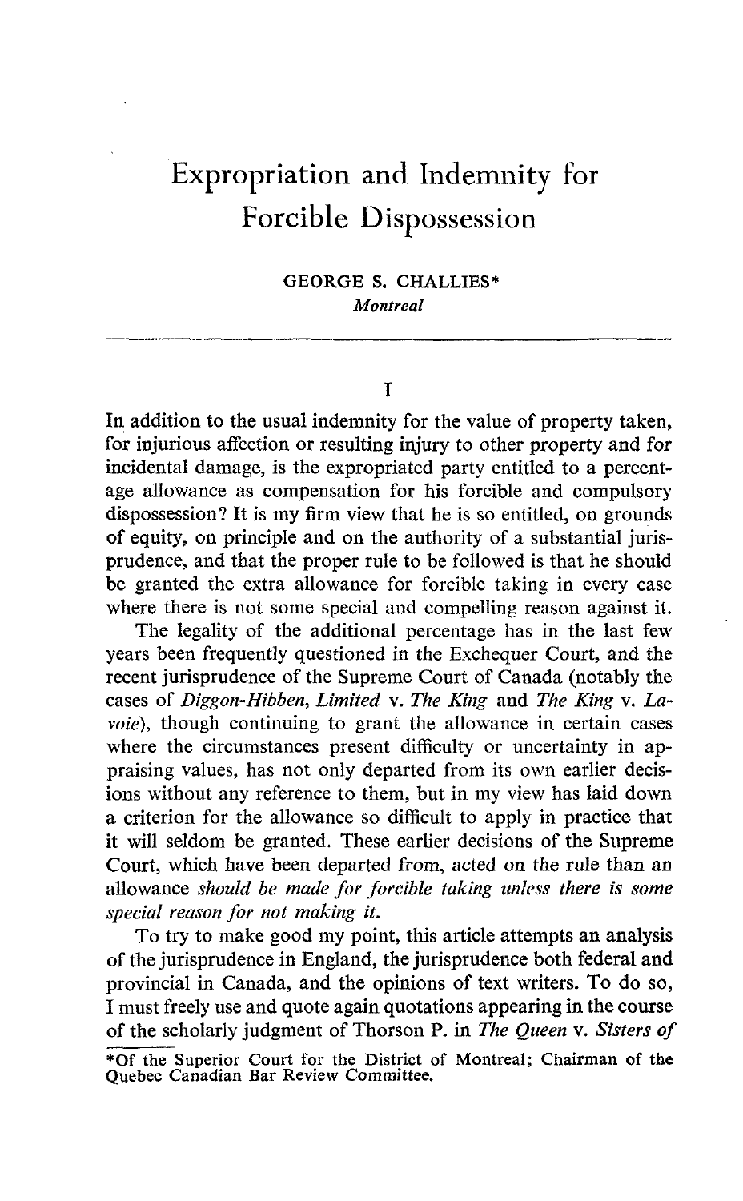# Expropriation and Indemnity for Forcible Dispossession

GEORGE S. CHALLIES*
*Montreal*

---

## I

In addition to the usual indemnity for the value of property taken, for injurious affection or resulting injury to other property and for incidental damage, is the expropriated party entitled to a percentage allowance as compensation for his forcible and compulsory dispossession? It is my firm view that he is so entitled, on grounds of equity, on principle and on the authority of a substantial jurisprudence, and that the proper rule to be followed is that he should be granted the extra allowance for forcible taking in every case where there is not some special and compelling reason against it.

The legality of the additional percentage has in the last few years been frequently questioned in the Exchequer Court, and the recent jurisprudence of the Supreme Court of Canada (notably the cases of *Diggon-Hibben, Limited* v. *The King* and *The King* v. *Lavoie*), though continuing to grant the allowance in certain cases where the circumstances present difficulty or uncertainty in appraising values, has not only departed from its own earlier decisions without any reference to them, but in my view has laid down a criterion for the allowance so difficult to apply in practice that it will seldom be granted. These earlier decisions of the Supreme Court, which have been departed from, acted on the rule than an allowance *should be made for forcible taking unless there is some special reason for not making it.*

To try to make good my point, this article attempts an analysis of the jurisprudence in England, the jurisprudence both federal and provincial in Canada, and the opinions of text writers. To do so, I must freely use and quote again quotations appearing in the course of the scholarly judgment of Thorson P. in *The Queen* v. *Sisters of*

*Of the Superior Court for the District of Montreal; Chairman of the Quebec Canadian Bar Review Committee.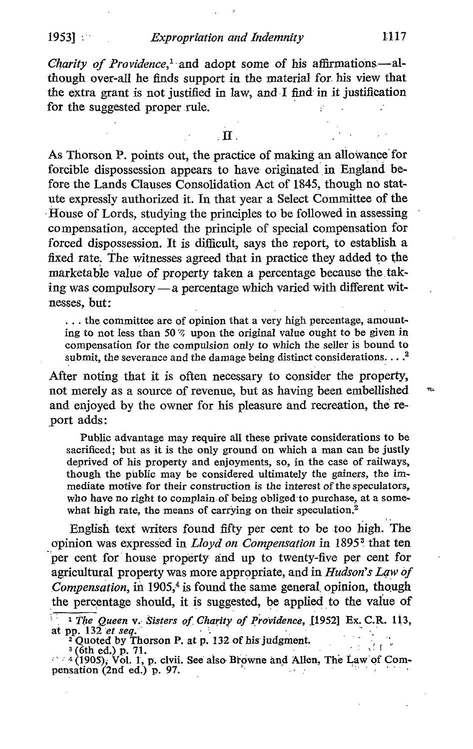*Charity of Providence*,[1] and adopt some of his affirmations—although over-all he finds support in the material for his view that the extra grant is not justified in law, and I find in it justification for the suggested proper rule.

## II.

As Thorson P. points out, the practice of making an allowance for forcible dispossession appears to have originated in England before the Lands Clauses Consolidation Act of 1845, though no statute expressly authorized it. In that year a Select Committee of the House of Lords, studying the principles to be followed in assessing compensation, accepted the principle of special compensation for forced dispossession. It is difficult, says the report, to establish a fixed rate. The witnesses agreed that in practice they added to the marketable value of property taken a percentage because the taking was compulsory — a percentage which varied with different witnesses, but:

> . . . the committee are of opinion that a very high percentage, amounting to not less than 50 % upon the original value ought to be given in compensation for the compulsion only to which the seller is bound to submit, the severance and the damage being distinct considerations. . . .[2]

After noting that it is often necessary to consider the property, not merely as a source of revenue, but as having been embellished and enjoyed by the owner for his pleasure and recreation, the report adds:

> Public advantage may require all these private considerations to be sacrificed; but as it is the only ground on which a man can be justly deprived of his property and enjoyments, so, in the case of railways, though the public may be considered ultimately the gainers, the immediate motive for their construction is the interest of the speculators, who have no right to complain of being obliged to purchase, at a somewhat high rate, the means of carrying on their speculation.[2]

English text writers found fifty per cent to be too high. The opinion was expressed in *Lloyd on Compensation* in 1895[3] that ten per cent for house property and up to twenty-five per cent for agricultural property was more appropriate, and in *Hudson's Law of Compensation*, in 1905,[4] is found the same general opinion, though the percentage should, it is suggested, be applied to the value of

---

[1] *The Queen* v. *Sisters of Charity of Providence*, [1952] Ex. C.R. 113, at pp. 132 *et seq.*

[2] Quoted by Thorson P. at p. 132 of his judgment.

[3] (6th ed.) p. 71.

[4] (1905), Vol. 1, p. clvii. See also Browne and Allen, The Law of Compensation (2nd ed.) p. 97.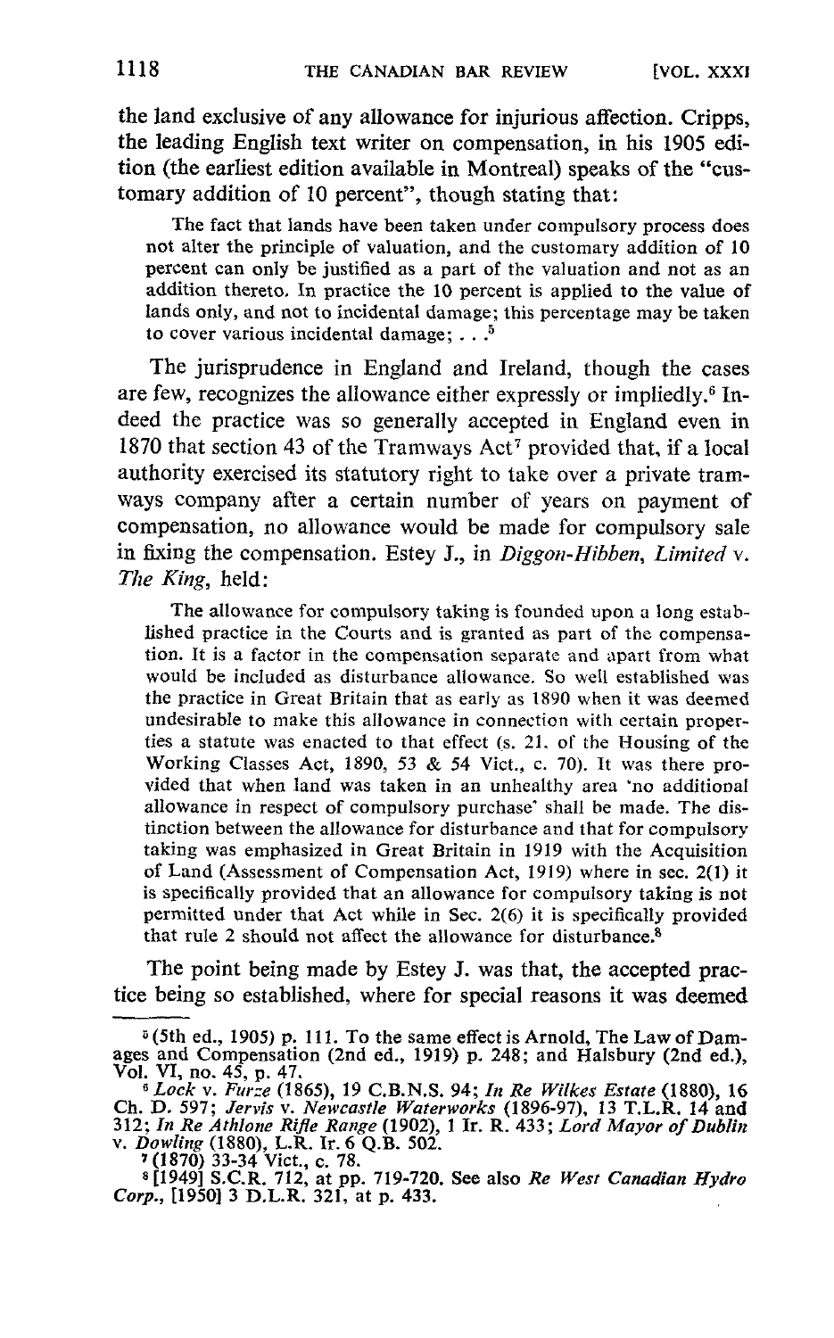the land exclusive of any allowance for injurious affection. Cripps, the leading English text writer on compensation, in his 1905 edition (the earliest edition available in Montreal) speaks of the "customary addition of 10 percent", though stating that:

> The fact that lands have been taken under compulsory process does not alter the principle of valuation, and the customary addition of 10 percent can only be justified as a part of the valuation and not as an addition thereto. In practice the 10 percent is applied to the value of lands only, and not to incidental damage; this percentage may be taken to cover various incidental damage; . . .[5]

The jurisprudence in England and Ireland, though the cases are few, recognizes the allowance either expressly or impliedly.[6] Indeed the practice was so generally accepted in England even in 1870 that section 43 of the Tramways Act[7] provided that, if a local authority exercised its statutory right to take over a private tramways company after a certain number of years on payment of compensation, no allowance would be made for compulsory sale in fixing the compensation. Estey J., in *Diggon-Hibben, Limited* v. *The King*, held:

> The allowance for compulsory taking is founded upon a long established practice in the Courts and is granted as part of the compensation. It is a factor in the compensation separate and apart from what would be included as disturbance allowance. So well established was the practice in Great Britain that as early as 1890 when it was deemed undesirable to make this allowance in connection with certain properties a statute was enacted to that effect (s. 21. of the Housing of the Working Classes Act, 1890, 53 & 54 Vict., c. 70). It was there provided that when land was taken in an unhealthy area 'no additional allowance in respect of compulsory purchase' shall be made. The distinction between the allowance for disturbance and that for compulsory taking was emphasized in Great Britain in 1919 with the Acquisition of Land (Assessment of Compensation Act, 1919) where in sec. 2(1) it is specifically provided that an allowance for compulsory taking is not permitted under that Act while in Sec. 2(6) it is specifically provided that rule 2 should not affect the allowance for disturbance.[8]

The point being made by Estey J. was that, the accepted practice being so established, where for special reasons it was deemed

---

[5] (5th ed., 1905) p. 111. To the same effect is Arnold, The Law of Damages and Compensation (2nd ed., 1919) p. 248; and Halsbury (2nd ed.), Vol. VI, no. 45, p. 47.

[6] *Lock* v. *Furze* (1865), 19 C.B.N.S. 94; *In Re Wilkes Estate* (1880), 16 Ch. D. 597; *Jervis* v. *Newcastle Waterworks* (1896-97), 13 T.L.R. 14 and 312; *In Re Athlone Rifle Range* (1902), 1 Ir. R. 433; *Lord Mayor of Dublin* v. *Dowling* (1880), L.R. Ir. 6 Q.B. 502.

[7] (1870) 33-34 Vict., c. 78.

[8] [1949] S.C.R. 712, at pp. 719-720. See also *Re West Canadian Hydro Corp.*, [1950] 3 D.L.R. 321, at p. 433.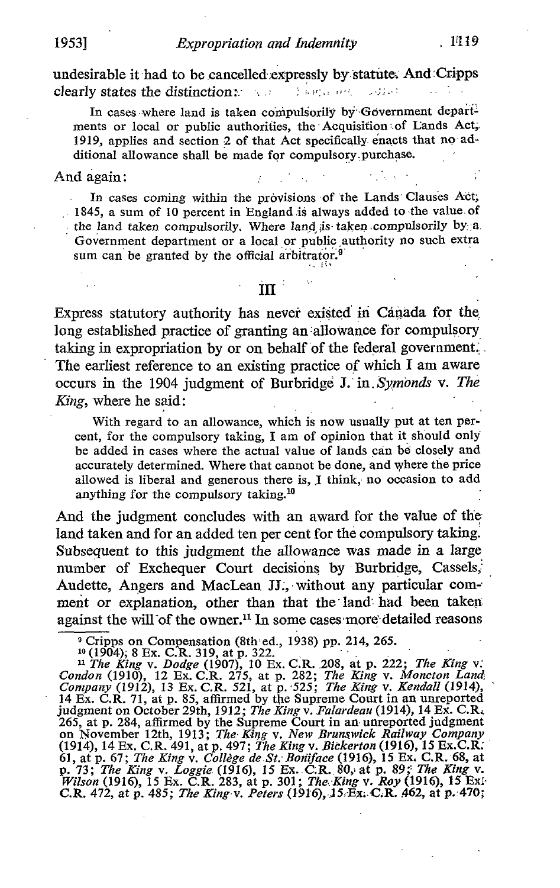undesirable it had to be cancelled expressly by statute. And Cripps clearly states the distinction:

> In cases where land is taken compulsorily by Government departments or local or public authorities, the Acquisition of Lands Act, 1919, applies and section 2 of that Act specifically enacts that no additional allowance shall be made for compulsory purchase.

And again:

> In cases coming within the provisions of the Lands Clauses Act, 1845, a sum of 10 percent in England is always added to the value of the land taken compulsorily. Where land is taken compulsorily by a Government department or a local or public authority no such extra sum can be granted by the official arbitrator.[9]

## III

Express statutory authority has never existed in Canada for the long established practice of granting an allowance for compulsory taking in expropriation by or on behalf of the federal government. The earliest reference to an existing practice of which I am aware occurs in the 1904 judgment of Burbridge J. in *Symonds* v. *The King*, where he said:

> With regard to an allowance, which is now usually put at ten percent, for the compulsory taking, I am of opinion that it should only be added in cases where the actual value of lands can be closely and accurately determined. Where that cannot be done, and where the price allowed is liberal and generous there is, I think, no occasion to add anything for the compulsory taking.[10]

And the judgment concludes with an award for the value of the land taken and for an added ten per cent for the compulsory taking. Subsequent to this judgment the allowance was made in a large number of Exchequer Court decisions by Burbridge, Cassels, Audette, Angers and MacLean JJ., without any particular comment or explanation, other than that the land had been taken against the will of the owner.[11] In some cases more detailed reasons

---

[9] Cripps on Compensation (8th ed., 1938) pp. 214, 265.

[10] (1904), 8 Ex. C.R. 319, at p. 322.

[11] *The King* v. *Dodge* (1907), 10 Ex. C.R. 208, at p. 222; *The King* v. *Condon* (1910), 12 Ex. C.R. 275, at p. 282; *The King* v. *Moncton Land Company* (1912), 13 Ex. C.R. 521, at p. 525; *The King* v. *Kendall* (1914), 14 Ex. C.R. 71, at p. 85, affirmed by the Supreme Court in an unreported judgment on October 29th, 1912; *The King* v. *Falardeau* (1914), 14 Ex. C.R. 265, at p. 284, affirmed by the Supreme Court in an unreported judgment on November 12th, 1913; *The King* v. *New Brunswick Railway Company* (1914), 14 Ex. C.R. 491, at p. 497; *The King* v. *Bickerton* (1916), 15 Ex.C.R. 61, at p. 67; *The King* v. *Collège de St. Boniface* (1916), 15 Ex. C.R. 68, at p. 73; *The King* v. *Loggie* (1916), 15 Ex. C.R. 80, at p. 89; *The King* v. *Wilson* (1916), 15 Ex. C.R. 283, at p. 301; *The King* v. *Roy* (1916), 15 Ex. C.R. 472, at p. 485; *The King* v. *Peters* (1916), 15 Ex. C.R. 462, at p. 470;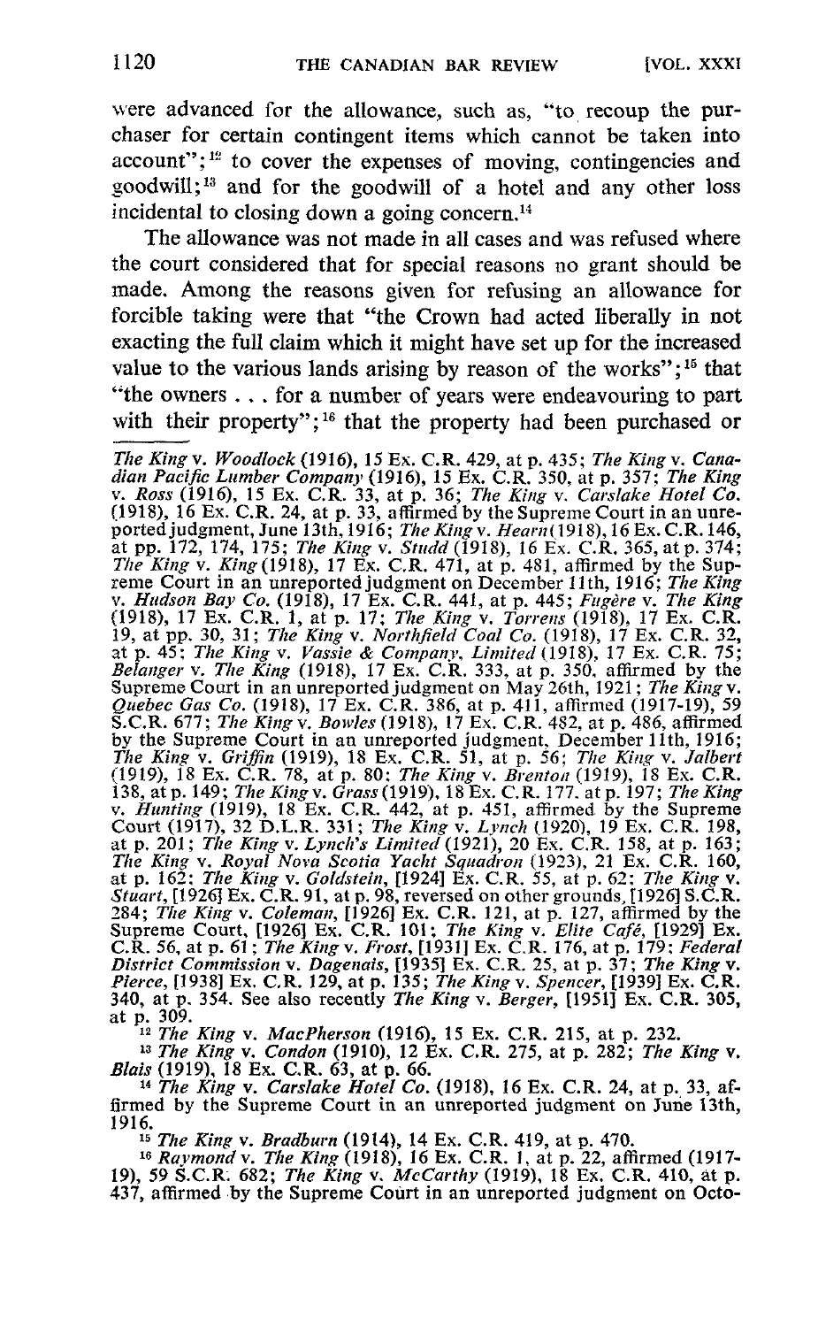were advanced for the allowance, such as, "to recoup the purchaser for certain contingent items which cannot be taken into account";[12] to cover the expenses of moving, contingencies and goodwill;[13] and for the goodwill of a hotel and any other loss incidental to closing down a going concern.[14]

The allowance was not made in all cases and was refused where the court considered that for special reasons no grant should be made. Among the reasons given for refusing an allowance for forcible taking were that "the Crown had acted liberally in not exacting the full claim which it might have set up for the increased value to the various lands arising by reason of the works";[15] that "the owners . . . for a number of years were endeavouring to part with their property";[16] that the property had been purchased or

---

*The King* v. *Woodlock* (1916), 15 Ex. C.R. 429, at p. 435; *The King* v. *Canadian Pacific Lumber Company* (1916), 15 Ex. C.R. 350, at p. 357; *The King* v. *Ross* (1916), 15 Ex. C.R. 33, at p. 36; *The King* v. *Carslake Hotel Co.* (1918), 16 Ex. C.R. 24, at p. 33, affirmed by the Supreme Court in an unreported judgment, June 13th, 1916; *The King* v. *Hearn* (1918), 16 Ex. C.R. 146, at pp. 172, 174, 175; *The King* v. *Studd* (1918), 16 Ex. C.R. 365, at p. 374; *The King* v. *King* (1918), 17 Ex. C.R. 471, at p. 481, affirmed by the Supreme Court in an unreported judgment on December 11th, 1916; *The King* v. *Hudson Bay Co.* (1918), 17 Ex. C.R. 441, at p. 445; *Fugère* v. *The King* (1918), 17 Ex. C.R. 1, at p. 17; *The King* v. *Torrens* (1918), 17 Ex. C.R. 19, at pp. 30, 31; *The King* v. *Northfield Coal Co.* (1918), 17 Ex. C.R. 32, at p. 45; *The King* v. *Vassie & Company, Limited* (1918), 17 Ex. C.R. 75; *Belanger* v. *The King* (1918), 17 Ex. C.R. 333, at p. 350, affirmed by the Supreme Court in an unreported judgment on May 26th, 1921; *The King* v. *Quebec Gas Co.* (1918), 17 Ex. C.R. 386, at p. 411, affirmed (1917-19), 59 S.C.R. 677; *The King* v. *Bowles* (1918), 17 Ex. C.R. 482, at p. 486, affirmed by the Supreme Court in an unreported judgment, December 11th, 1916; *The King* v. *Griffin* (1919), 18 Ex. C.R. 51, at p. 56; *The King* v. *Jalbert* (1919), 18 Ex. C.R. 78, at p. 80; *The King* v. *Brenton* (1919), 18 Ex. C.R. 138, at p. 149; *The King* v. *Grass* (1919), 18 Ex. C.R. 177, at p. 197; *The King* v. *Hunting* (1919), 18 Ex. C.R. 442, at p. 451, affirmed by the Supreme Court (1917), 32 D.L.R. 331; *The King* v. *Lynch* (1920), 19 Ex. C.R. 198, at p. 201; *The King* v. *Lynch's Limited* (1921), 20 Ex. C.R. 158, at p. 163; *The King* v. *Royal Nova Scotia Yacht Squadron* (1923), 21 Ex. C.R. 160, at p. 162; *The King* v. *Goldstein*, [1924] Ex. C.R. 55, at p. 62; *The King* v. *Stuart*, [1926] Ex. C.R. 91, at p. 98, reversed on other grounds, [1926] S.C.R. 284; *The King* v. *Coleman*, [1926] Ex. C.R. 121, at p. 127, affirmed by the Supreme Court, [1926] Ex. C.R. 101; *The King* v. *Elite Café*, [1929] Ex. C.R. 56, at p. 61; *The King* v. *Frost*, [1931] Ex. C.R. 176, at p. 179; *Federal District Commission* v. *Dagenais*, [1935] Ex. C.R. 25, at p. 37; *The King* v. *Pierce*, [1938] Ex. C.R. 129, at p. 135; *The King* v. *Spencer*, [1939] Ex. C.R. 340, at p. 354. See also recently *The King* v. *Berger*, [1951] Ex. C.R. 305, at p. 309.

[12] *The King* v. *MacPherson* (1916), 15 Ex. C.R. 215, at p. 232.

[13] *The King* v. *Condon* (1910), 12 Ex. C.R. 275, at p. 282; *The King* v. *Blais* (1919), 18 Ex. C.R. 63, at p. 66.

[14] *The King* v. *Carslake Hotel Co.* (1918), 16 Ex. C.R. 24, at p. 33, affirmed by the Supreme Court in an unreported judgment on June 13th, 1916.

[15] *The King* v. *Bradburn* (1914), 14 Ex. C.R. 419, at p. 470.

[16] *Raymond* v. *The King* (1918), 16 Ex. C.R. 1, at p. 22, affirmed (1917-19), 59 S.C.R. 682; *The King* v. *McCarthy* (1919), 18 Ex. C.R. 410, at p. 437, affirmed by the Supreme Court in an unreported judgment on Octo-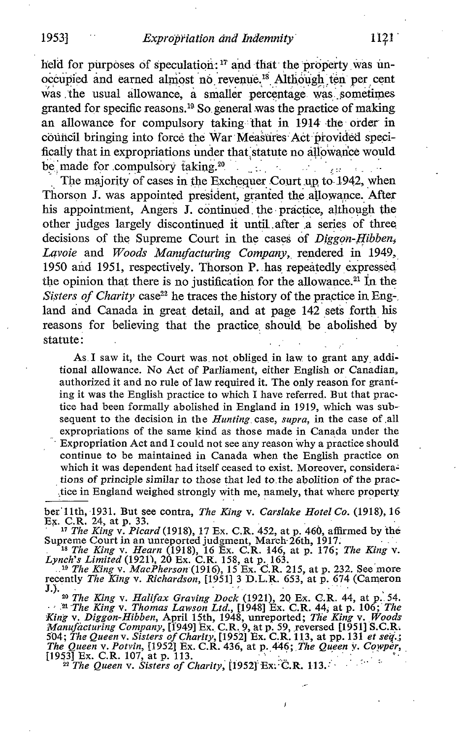held for purposes of speculation:[17] and that the property was unoccupied and earned almost no revenue.[18] Although ten per cent was the usual allowance, a smaller percentage was sometimes granted for specific reasons.[19] So general was the practice of making an allowance for compulsory taking that in 1914 the order in council bringing into force the War Measures Act provided specifically that in expropriations under that statute no allowance would be made for compulsory taking.[20]

The majority of cases in the Exchequer Court up to 1942, when Thorson J. was appointed president, granted the allowance. After his appointment, Angers J. continued the practice, although the other judges largely discontinued it until after a series of three decisions of the Supreme Court in the cases of *Diggon-Hibben*, *Lavoie* and *Woods Manufacturing Company*, rendered in 1949, 1950 and 1951, respectively. Thorson P. has repeatedly expressed the opinion that there is no justification for the allowance.[21] In the *Sisters of Charity* case[22] he traces the history of the practice in England and Canada in great detail, and at page 142 sets forth his reasons for believing that the practice should be abolished by statute:

> As I saw it, the Court was not obliged in law to grant any additional allowance. No Act of Parliament, either English or Canadian, authorized it and no rule of law required it. The only reason for granting it was the English practice to which I have referred. But that practice had been formally abolished in England in 1919, which was subsequent to the decision in the *Hunting* case, *supra*, in the case of all expropriations of the same kind as those made in Canada under the Expropriation Act and I could not see any reason why a practice should continue to be maintained in Canada when the English practice on which it was dependent had itself ceased to exist. Moreover, considerations of principle similar to those that led to the abolition of the practice in England weighed strongly with me, namely, that where property

---

ber 11th, 1931. But see contra, *The King* v. *Carslake Hotel Co.* (1918), 16 Ex. C.R. 24, at p. 33.

[17] *The King* v. *Picard* (1918), 17 Ex. C.R. 452, at p. 460, affirmed by the Supreme Court in an unreported judgment, March 26th, 1917.

[18] *The King* v. *Hearn* (1918), 16 Ex. C.R. 146, at p. 176; *The King* v. *Lynch's Limited* (1921), 20 Ex. C.R. 158, at p. 163.

[19] *The King* v. *MacPherson* (1916), 15 Ex. C.R. 215, at p. 232. See more recently *The King* v. *Richardson*, [1951] 3 D.L.R. 653, at p. 674 (Cameron J.).

[20] *The King* v. *Halifax Graving Dock* (1921), 20 Ex. C.R. 44, at p. 54.

[21] *The King* v. *Thomas Lawson Ltd.*, [1948] Ex. C.R. 44, at p. 106; *The King* v. *Diggon-Hibben*, April 15th, 1948, unreported; *The King* v. *Woods Manufacturing Company*, [1949] Ex. C.R. 9, at p. 59, reversed [1951] S.C.R. 504; *The Queen* v. *Sisters of Charity*, [1952] Ex. C.R. 113, at pp. 131 *et seq.*; *The Queen* v. *Potvin*, [1952] Ex. C.R. 436, at p. 446; *The Queen* v. *Cowper*, [1953] Ex. C.R. 107, at p. 113.

[22] *The Queen* v. *Sisters of Charity*, [1952] Ex. C.R. 113.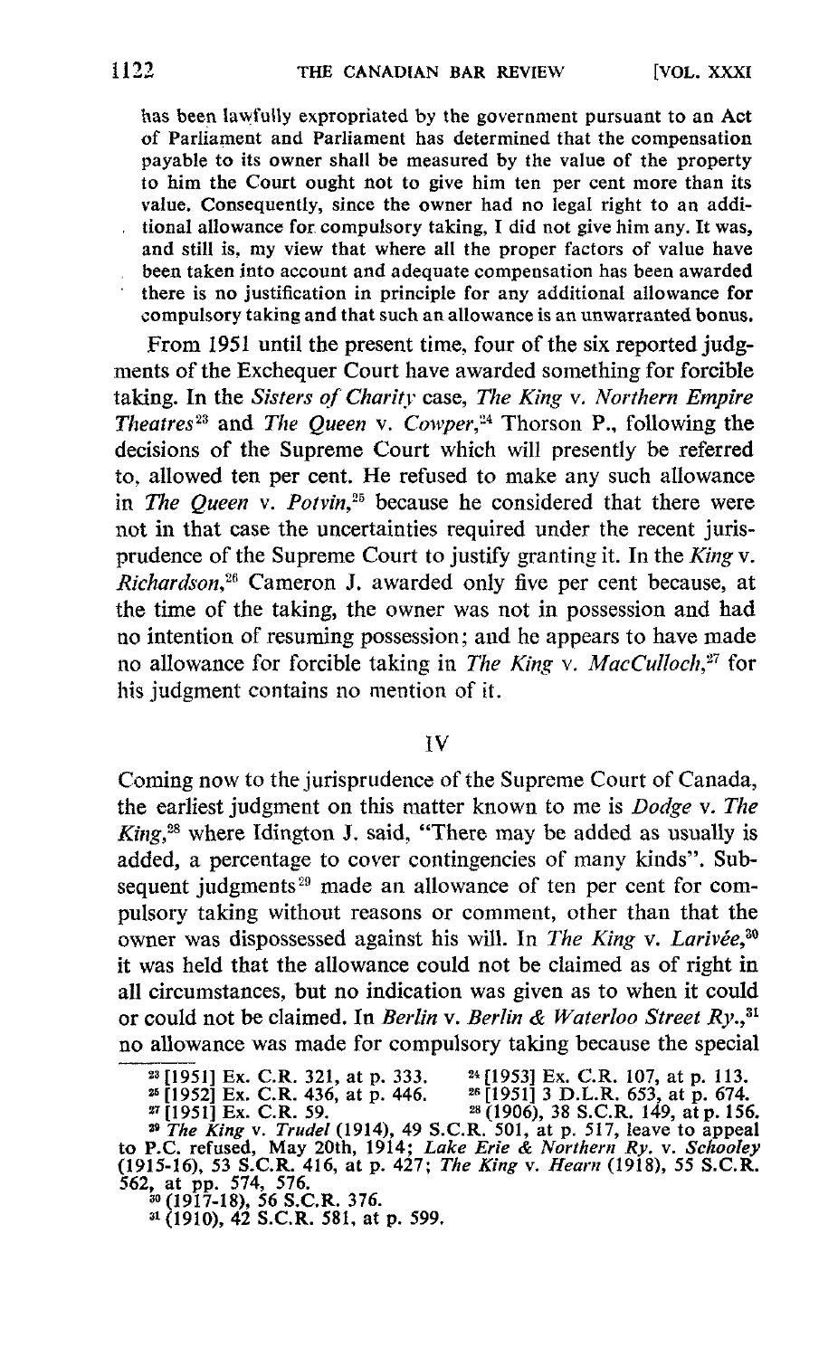has been lawfully expropriated by the government pursuant to an Act of Parliament and Parliament has determined that the compensation payable to its owner shall be measured by the value of the property to him the Court ought not to give him ten per cent more than its value. Consequently, since the owner had no legal right to an additional allowance for compulsory taking, I did not give him any. It was, and still is, my view that where all the proper factors of value have been taken into account and adequate compensation has been awarded there is no justification in principle for any additional allowance for compulsory taking and that such an allowance is an unwarranted bonus.

From 1951 until the present time, four of the six reported judgments of the Exchequer Court have awarded something for forcible taking. In the *Sisters of Charity* case, *The King* v. *Northern Empire Theatres*[23] and *The Queen* v. *Cowper*,[24] Thorson P., following the decisions of the Supreme Court which will presently be referred to, allowed ten per cent. He refused to make any such allowance in *The Queen* v. *Potvin*,[25] because he considered that there were not in that case the uncertainties required under the recent jurisprudence of the Supreme Court to justify granting it. In the *King* v. *Richardson*,[26] Cameron J. awarded only five per cent because, at the time of the taking, the owner was not in possession and had no intention of resuming possession; and he appears to have made no allowance for forcible taking in *The King* v. *MacCulloch*,[27] for his judgment contains no mention of it.

## IV

Coming now to the jurisprudence of the Supreme Court of Canada, the earliest judgment on this matter known to me is *Dodge* v. *The King*,[28] where Idington J. said, "There may be added as usually is added, a percentage to cover contingencies of many kinds". Subsequent judgments[29] made an allowance of ten per cent for compulsory taking without reasons or comment, other than that the owner was dispossessed against his will. In *The King* v. *Larivée*,[30] it was held that the allowance could not be claimed as of right in all circumstances, but no indication was given as to when it could or could not be claimed. In *Berlin* v. *Berlin & Waterloo Street Ry.*,[31] no allowance was made for compulsory taking because the special

---

[23] [1951] Ex. C.R. 321, at p. 333.
[24] [1953] Ex. C.R. 107, at p. 113.
[25] [1952] Ex. C.R. 436, at p. 446.
[26] [1951] 3 D.L.R. 653, at p. 674.
[27] [1951] Ex. C.R. 59.
[28] (1906), 38 S.C.R. 149, at p. 156.
[29] *The King* v. *Trudel* (1914), 49 S.C.R. 501, at p. 517, leave to appeal to P.C. refused, May 20th, 1914; *Lake Erie & Northern Ry.* v. *Schooley* (1915-16), 53 S.C.R. 416, at p. 427; *The King* v. *Hearn* (1918), 55 S.C.R. 562, at pp. 574, 576.
[30] (1917-18), 56 S.C.R. 376.
[31] (1910), 42 S.C.R. 581, at p. 599.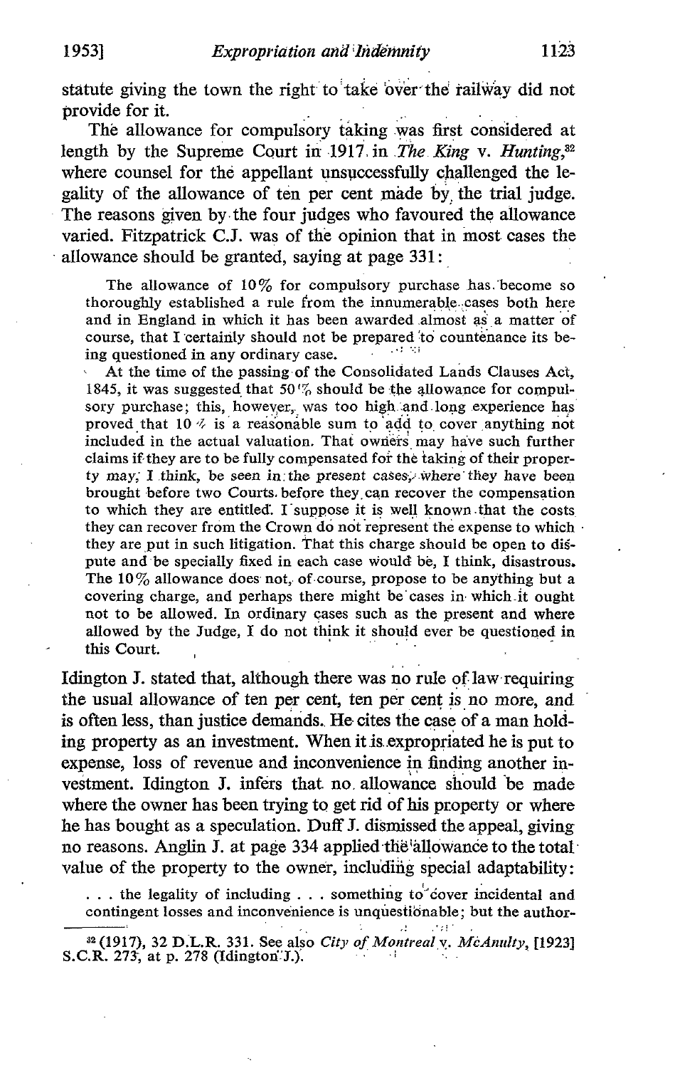statute giving the town the right to take over the railway did not provide for it.

The allowance for compulsory taking was first considered at length by the Supreme Court in 1917 in *The King* v. *Hunting*,[32] where counsel for the appellant unsuccessfully challenged the legality of the allowance of ten per cent made by the trial judge. The reasons given by the four judges who favoured the allowance varied. Fitzpatrick C.J. was of the opinion that in most cases the allowance should be granted, saying at page 331:

> The allowance of 10% for compulsory purchase has become so thoroughly established a rule from the innumerable cases both here and in England in which it has been awarded almost as a matter of course, that I certainly should not be prepared to countenance its being questioned in any ordinary case.
>
> At the time of the passing of the Consolidated Lands Clauses Act, 1845, it was suggested that 50% should be the allowance for compulsory purchase; this, however, was too high and long experience has proved that 10% is a reasonable sum to add to cover anything not included in the actual valuation. That owners may have such further claims if they are to be fully compensated for the taking of their property may, I think, be seen in the present cases, where they have been brought before two Courts before they can recover the compensation to which they are entitled. I suppose it is well known that the costs they can recover from the Crown do not represent the expense to which they are put in such litigation. That this charge should be open to dispute and be specially fixed in each case would be, I think, disastrous. The 10% allowance does not, of course, propose to be anything but a covering charge, and perhaps there might be cases in which it ought not to be allowed. In ordinary cases such as the present and where allowed by the Judge, I do not think it should ever be questioned in this Court.

Idington J. stated that, although there was no rule of law requiring the usual allowance of ten per cent, ten per cent is no more, and is often less, than justice demands. He cites the case of a man holding property as an investment. When it is expropriated he is put to expense, loss of revenue and inconvenience in finding another investment. Idington J. infers that no allowance should be made where the owner has been trying to get rid of his property or where he has bought as a speculation. Duff J. dismissed the appeal, giving no reasons. Anglin J. at page 334 applied the allowance to the total value of the property to the owner, including special adaptability:

> . . . the legality of including . . . something to cover incidental and contingent losses and inconvenience is unquestionable; but the author-

[32] (1917), 32 D.L.R. 331. See also *City of Montreal* v. *McAnulty*, [1923] S.C.R. 273, at p. 278 (Idington J.).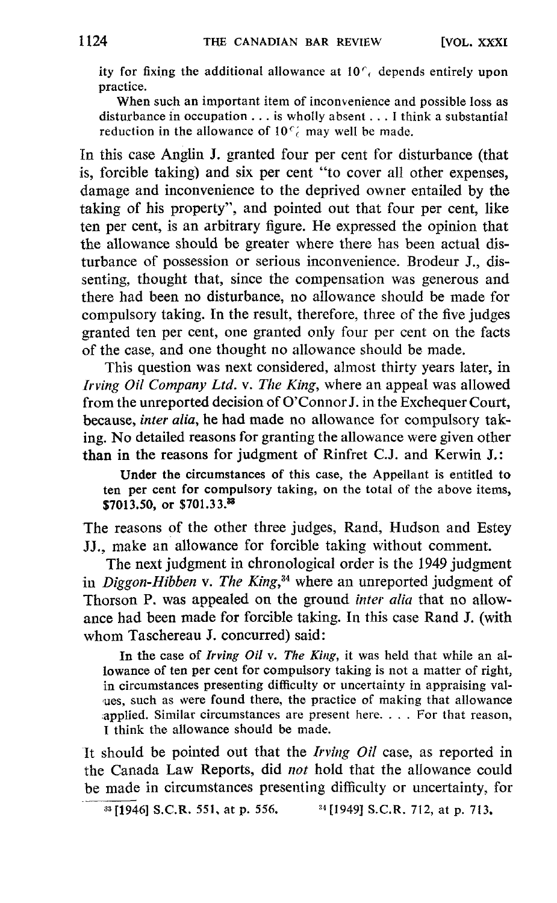ity for fixing the additional allowance at 10% depends entirely upon practice.

> When such an important item of inconvenience and possible loss as disturbance in occupation . . . is wholly absent . . . I think a substantial reduction in the allowance of 10% may well be made.

In this case Anglin J. granted four per cent for disturbance (that is, forcible taking) and six per cent "to cover all other expenses, damage and inconvenience to the deprived owner entailed by the taking of his property", and pointed out that four per cent, like ten per cent, is an arbitrary figure. He expressed the opinion that the allowance should be greater where there has been actual disturbance of possession or serious inconvenience. Brodeur J., dissenting, thought that, since the compensation was generous and there had been no disturbance, no allowance should be made for compulsory taking. In the result, therefore, three of the five judges granted ten per cent, one granted only four per cent on the facts of the case, and one thought no allowance should be made.

This question was next considered, almost thirty years later, in *Irving Oil Company Ltd.* v. *The King*, where an appeal was allowed from the unreported decision of O'Connor J. in the Exchequer Court, because, *inter alia*, he had made no allowance for compulsory taking. No detailed reasons for granting the allowance were given other than in the reasons for judgment of Rinfret C.J. and Kerwin J.:

> Under the circumstances of this case, the Appellant is entitled to ten per cent for compulsory taking, on the total of the above items, $7013.50, or $701.33.[33]

The reasons of the other three judges, Rand, Hudson and Estey JJ., make an allowance for forcible taking without comment.

The next judgment in chronological order is the 1949 judgment in *Diggon-Hibben* v. *The King*,[34] where an unreported judgment of Thorson P. was appealed on the ground *inter alia* that no allowance had been made for forcible taking. In this case Rand J. (with whom Taschereau J. concurred) said:

> In the case of *Irving Oil* v. *The King*, it was held that while an allowance of ten per cent for compulsory taking is not a matter of right, in circumstances presenting difficulty or uncertainty in appraising values, such as were found there, the practice of making that allowance applied. Similar circumstances are present here. . . . For that reason, I think the allowance should be made.

It should be pointed out that the *Irving Oil* case, as reported in the Canada Law Reports, did *not* hold that the allowance could be made in circumstances presenting difficulty or uncertainty, for

[33] [1946] S.C.R. 551, at p. 556. [34] [1949] S.C.R. 712, at p. 713.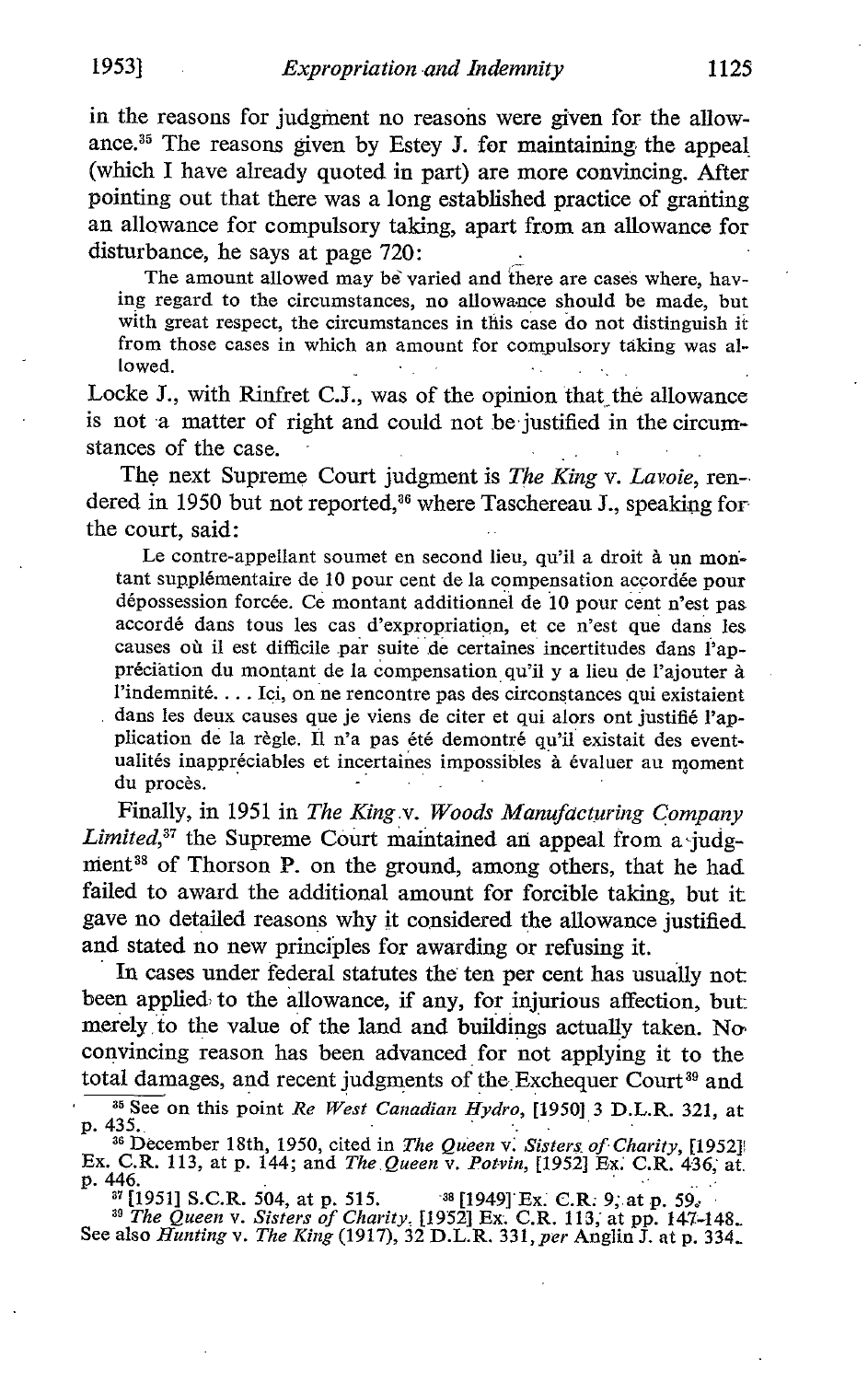in the reasons for judgment no reasons were given for the allowance.[35] The reasons given by Estey J. for maintaining the appeal (which I have already quoted in part) are more convincing. After pointing out that there was a long established practice of granting an allowance for compulsory taking, apart from an allowance for disturbance, he says at page 720:

> The amount allowed may be varied and there are cases where, having regard to the circumstances, no allowance should be made, but with great respect, the circumstances in this case do not distinguish it from those cases in which an amount for compulsory taking was allowed.

Locke J., with Rinfret C.J., was of the opinion that the allowance is not a matter of right and could not be justified in the circumstances of the case.

The next Supreme Court judgment is *The King* v. *Lavoie*, rendered in 1950 but not reported,[36] where Taschereau J., speaking for the court, said:

> Le contre-appelant soumet en second lieu, qu'il a droit à un montant supplémentaire de 10 pour cent de la compensation accordée pour dépossession forcée. Ce montant additionnel de 10 pour cent n'est pas accordé dans tous les cas d'expropriation, et ce n'est que dans les causes où il est difficile par suite de certaines incertitudes dans l'appréciation du montant de la compensation qu'il y a lieu de l'ajouter à l'indemnité. . . . Ici, on ne rencontre pas des circonstances qui existaient dans les deux causes que je viens de citer et qui alors ont justifié l'application de la règle. Il n'a pas été demontré qu'il existait des eventualités inappréciables et incertaines impossibles à évaluer au moment du procès.

Finally, in 1951 in *The King* v. *Woods Manufacturing Company Limited*,[37] the Supreme Court maintained an appeal from a judgment[38] of Thorson P. on the ground, among others, that he had failed to award the additional amount for forcible taking, but it gave no detailed reasons why it considered the allowance justified and stated no new principles for awarding or refusing it.

In cases under federal statutes the ten per cent has usually not been applied to the allowance, if any, for injurious affection, but merely to the value of the land and buildings actually taken. No convincing reason has been advanced for not applying it to the total damages, and recent judgments of the Exchequer Court[39] and

[35] See on this point *Re West Canadian Hydro*, [1950] 3 D.L.R. 321, at p. 435.

[36] December 18th, 1950, cited in *The Queen* v. *Sisters of Charity*, [1952] Ex. C.R. 113, at p. 144; and *The Queen* v. *Potvin*, [1952] Ex. C.R. 436, at p. 446.

[37] [1951] S.C.R. 504, at p. 515.

[38] [1949] Ex. C.R. 9, at p. 59.

[39] *The Queen* v. *Sisters of Charity*, [1952] Ex. C.R. 113, at pp. 147-148. See also *Hunting* v. *The King* (1917), 32 D.L.R. 331, *per* Anglin J. at p. 334.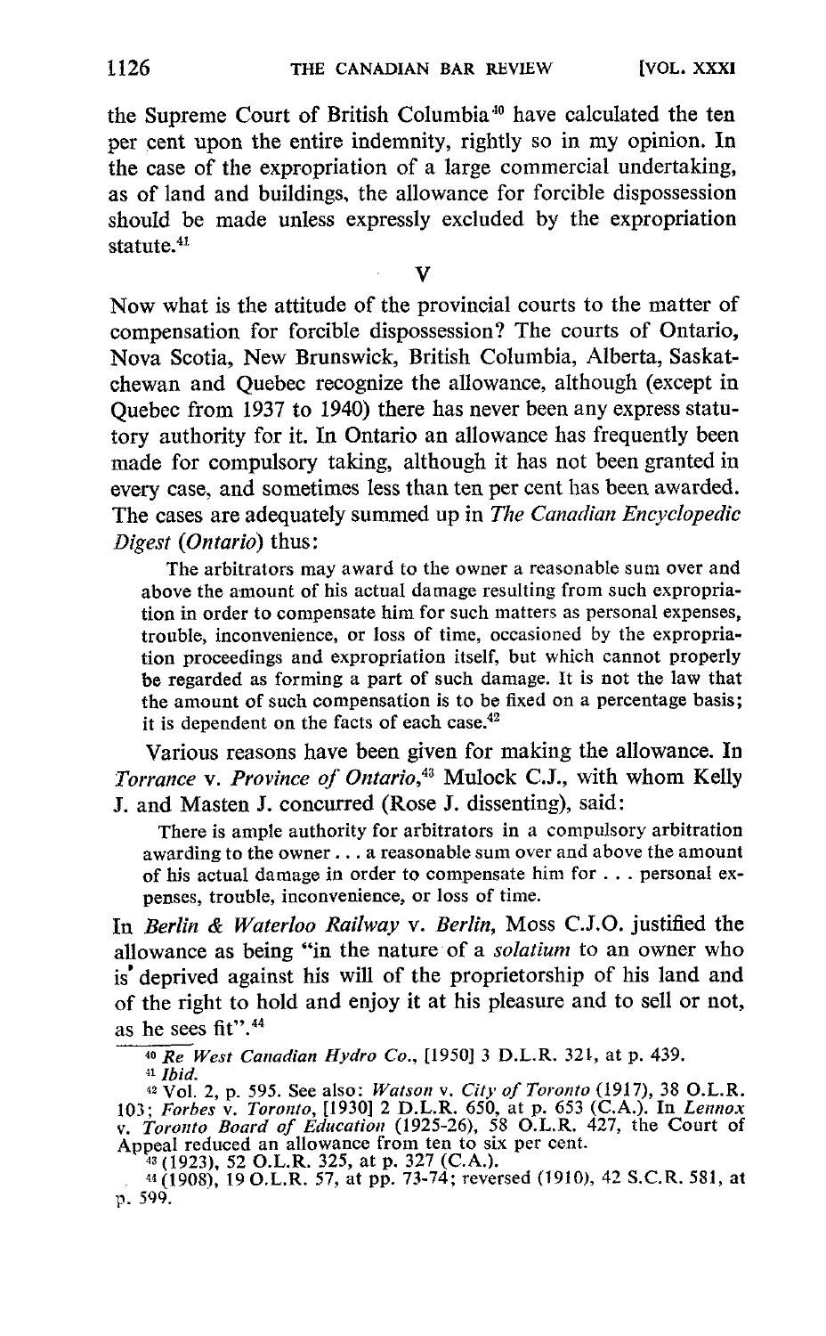the Supreme Court of British Columbia[40] have calculated the ten per cent upon the entire indemnity, rightly so in my opinion. In the case of the expropriation of a large commercial undertaking, as of land and buildings, the allowance for forcible dispossession should be made unless expressly excluded by the expropriation statute.[41]

## V

Now what is the attitude of the provincial courts to the matter of compensation for forcible dispossession? The courts of Ontario, Nova Scotia, New Brunswick, British Columbia, Alberta, Saskatchewan and Quebec recognize the allowance, although (except in Quebec from 1937 to 1940) there has never been any express statutory authority for it. In Ontario an allowance has frequently been made for compulsory taking, although it has not been granted in every case, and sometimes less than ten per cent has been awarded. The cases are adequately summed up in *The Canadian Encyclopedic Digest (Ontario)* thus:

> The arbitrators may award to the owner a reasonable sum over and above the amount of his actual damage resulting from such expropriation in order to compensate him for such matters as personal expenses, trouble, inconvenience, or loss of time, occasioned by the expropriation proceedings and expropriation itself, but which cannot properly be regarded as forming a part of such damage. It is not the law that the amount of such compensation is to be fixed on a percentage basis; it is dependent on the facts of each case.[42]

Various reasons have been given for making the allowance. In *Torrance* v. *Province of Ontario*,[43] Mulock C.J., with whom Kelly J. and Masten J. concurred (Rose J. dissenting), said:

> There is ample authority for arbitrators in a compulsory arbitration awarding to the owner . . . a reasonable sum over and above the amount of his actual damage in order to compensate him for . . . personal expenses, trouble, inconvenience, or loss of time.

In *Berlin & Waterloo Railway* v. *Berlin*, Moss C.J.O. justified the allowance as being "in the nature of a *solatium* to an owner who is deprived against his will of the proprietorship of his land and of the right to hold and enjoy it at his pleasure and to sell or not, as he sees fit".[44]

---

[40] *Re West Canadian Hydro Co.*, [1950] 3 D.L.R. 321, at p. 439.

[41] *Ibid.*

[42] Vol. 2, p. 595. See also: *Watson* v. *City of Toronto* (1917), 38 O.L.R. 103; *Forbes* v. *Toronto*, [1930] 2 D.L.R. 650, at p. 653 (C.A.). In *Lennox* v. *Toronto Board of Education* (1925-26), 58 O.L.R. 427, the Court of Appeal reduced an allowance from ten to six per cent.

[43] (1923), 52 O.L.R. 325, at p. 327 (C.A.).

[44] (1908), 19 O.L.R. 57, at pp. 73-74; reversed (1910), 42 S.C.R. 581, at p. 599.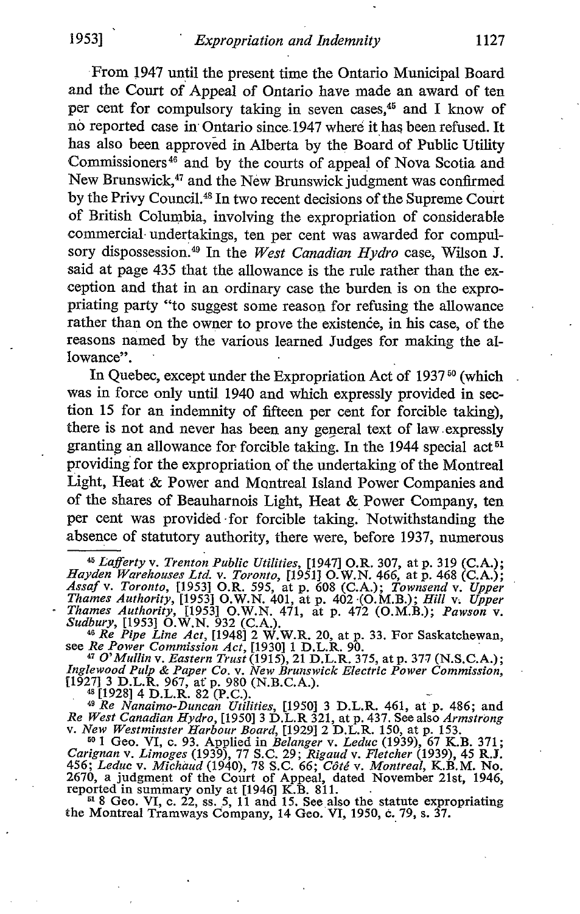From 1947 until the present time the Ontario Municipal Board and the Court of Appeal of Ontario have made an award of ten per cent for compulsory taking in seven cases,[45] and I know of no reported case in Ontario since 1947 where it has been refused. It has also been approved in Alberta by the Board of Public Utility Commissioners[46] and by the courts of appeal of Nova Scotia and New Brunswick,[47] and the New Brunswick judgment was confirmed by the Privy Council.[48] In two recent decisions of the Supreme Court of British Columbia, involving the expropriation of considerable commercial undertakings, ten per cent was awarded for compulsory dispossession.[49] In the *West Canadian Hydro* case, Wilson J. said at page 435 that the allowance is the rule rather than the exception and that in an ordinary case the burden is on the expropriating party "to suggest some reason for refusing the allowance rather than on the owner to prove the existence, in his case, of the reasons named by the various learned Judges for making the allowance".

In Quebec, except under the Expropriation Act of 1937[50] (which was in force only until 1940 and which expressly provided in section 15 for an indemnity of fifteen per cent for forcible taking), there is not and never has been any general text of law expressly granting an allowance for forcible taking. In the 1944 special act[51] providing for the expropriation of the undertaking of the Montreal Light, Heat & Power and Montreal Island Power Companies and of the shares of Beauharnois Light, Heat & Power Company, ten per cent was provided for forcible taking. Notwithstanding the absence of statutory authority, there were, before 1937, numerous

---

[45] *Lafferty* v. *Trenton Public Utilities*, [1947] O.R. 307, at p. 319 (C.A.); *Hayden Warehouses Ltd.* v. *Toronto*, [1951] O.W.N. 466, at p. 468 (C.A.); *Assaf* v. *Toronto*, [1953] O.R. 595, at p. 608 (C.A.); *Townsend* v. *Upper Thames Authority*, [1953] O.W.N. 401, at p. 402 (O.M.B.); *Hill* v. *Upper Thames Authority*, [1953] O.W.N. 471, at p. 472 (O.M.B.); *Pawson* v. *Sudbury*, [1953] O.W.N. 932 (C.A.).

[46] *Re Pipe Line Act*, [1948] 2 W.W.R. 20, at p. 33. For Saskatchewan, see *Re Power Commission Act*, [1930] 1 D.L.R. 90.

[47] *O'Mullin* v. *Eastern Trust* (1915), 21 D.L.R. 375, at p. 377 (N.S.C.A.); *Inglewood Pulp & Paper Co.* v. *New Brunswick Electric Power Commission*, [1927] 3 D.L.R. 967, at p. 980 (N.B.C.A.).

[48] [1928] 4 D.L.R. 82 (P.C.).

[49] *Re Nanaimo-Duncan Utilities*, [1950] 3 D.L.R. 461, at p. 486; and *Re West Canadian Hydro*, [1950] 3 D.L.R 321, at p. 437. See also *Armstrong* v. *New Westminster Harbour Board*, [1929] 2 D.L.R. 150, at p. 153.

[50] 1 Geo. VI, c. 93. Applied in *Belanger* v. *Leduc* (1939), 67 K.B. 371; *Carignan* v. *Limoges* (1939), 77 S.C. 29; *Rigaud* v. *Fletcher* (1939), 45 R.J. 456; *Leduc* v. *Michaud* (1940), 78 S.C. 66; *Côté* v. *Montreal*, K.B.M. No. 2670, a judgment of the Court of Appeal, dated November 21st, 1946, reported in summary only at [1946] K.B. 811.

[51] 8 Geo. VI, c. 22, ss. 5, 11 and 15. See also the statute expropriating the Montreal Tramways Company, 14 Geo. VI, 1950, c. 79, s. 37.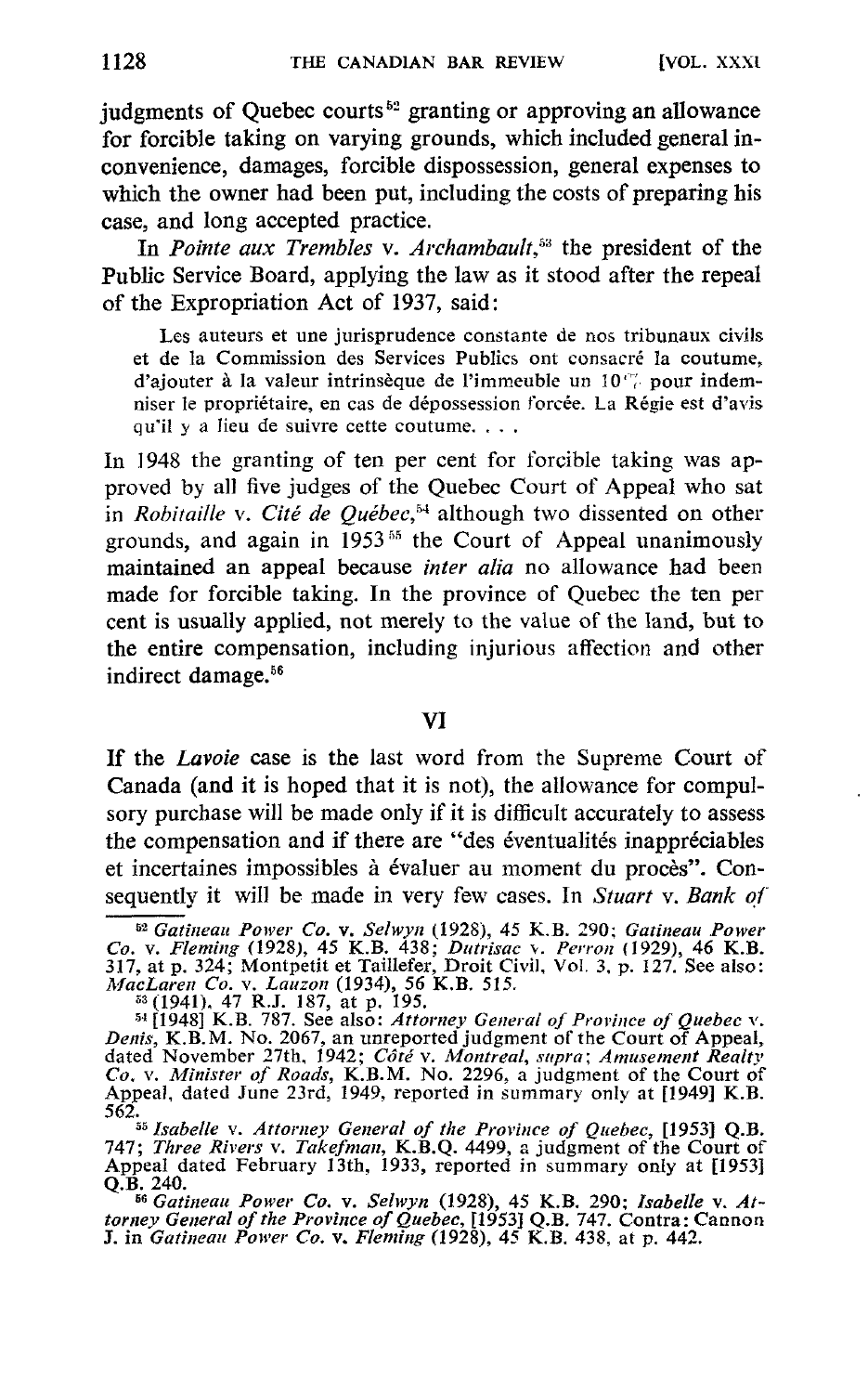judgments of Quebec courts[52] granting or approving an allowance for forcible taking on varying grounds, which included general inconvenience, damages, forcible dispossession, general expenses to which the owner had been put, including the costs of preparing his case, and long accepted practice.

In *Pointe aux Trembles* v. *Archambault*,[53] the president of the Public Service Board, applying the law as it stood after the repeal of the Expropriation Act of 1937, said:

> Les auteurs et une jurisprudence constante de nos tribunaux civils et de la Commission des Services Publics ont consacré la coutume, d'ajouter à la valeur intrinsèque de l'immeuble un 10% pour indemniser le propriétaire, en cas de dépossession forcée. La Régie est d'avis qu'il y a lieu de suivre cette coutume. . . .

In 1948 the granting of ten per cent for forcible taking was approved by all five judges of the Quebec Court of Appeal who sat in *Robitaille* v. *Cité de Québec*,[54] although two dissented on other grounds, and again in 1953[55] the Court of Appeal unanimously maintained an appeal because *inter alia* no allowance had been made for forcible taking. In the province of Quebec the ten per cent is usually applied, not merely to the value of the land, but to the entire compensation, including injurious affection and other indirect damage.[56]

## VI

If the *Lavoie* case is the last word from the Supreme Court of Canada (and it is hoped that it is not), the allowance for compulsory purchase will be made only if it is difficult accurately to assess the compensation and if there are "des éventualités inappréciables et incertaines impossibles à évaluer au moment du procès". Consequently it will be made in very few cases. In *Stuart* v. *Bank of*

[52] *Gatineau Power Co.* v. *Selwyn* (1928), 45 K.B. 290; *Gatineau Power Co.* v. *Fleming* (1928), 45 K.B. 438; *Dutrisac* v. *Perron* (1929), 46 K.B. 317, at p. 324; Montpetit et Taillefer, Droit Civil, Vol. 3, p. 127. See also: *MacLaren Co.* v. *Lauzon* (1934), 56 K.B. 515.

[53] (1941), 47 R.J. 187, at p. 195.

[54] [1948] K.B. 787. See also: *Attorney General of Province of Quebec* v. *Denis*, K.B.M. No. 2067, an unreported judgment of the Court of Appeal, dated November 27th, 1942; *Côté* v. *Montreal*, *supra*; *Amusement Realty Co.* v. *Minister of Roads*, K.B.M. No. 2296, a judgment of the Court of Appeal, dated June 23rd, 1949, reported in summary only at [1949] K.B. 562.

[55] *Isabelle* v. *Attorney General of the Province of Quebec*, [1953] Q.B. 747; *Three Rivers* v. *Takefman*, K.B.Q. 4499, a judgment of the Court of Appeal dated February 13th, 1933, reported in summary only at [1953] Q.B. 240.

[56] *Gatineau Power Co.* v. *Selwyn* (1928), 45 K.B. 290; *Isabelle* v. *Attorney General of the Province of Quebec*, [1953] Q.B. 747. Contra: Cannon J. in *Gatineau Power Co.* v. *Fleming* (1928), 45 K.B. 438, at p. 442.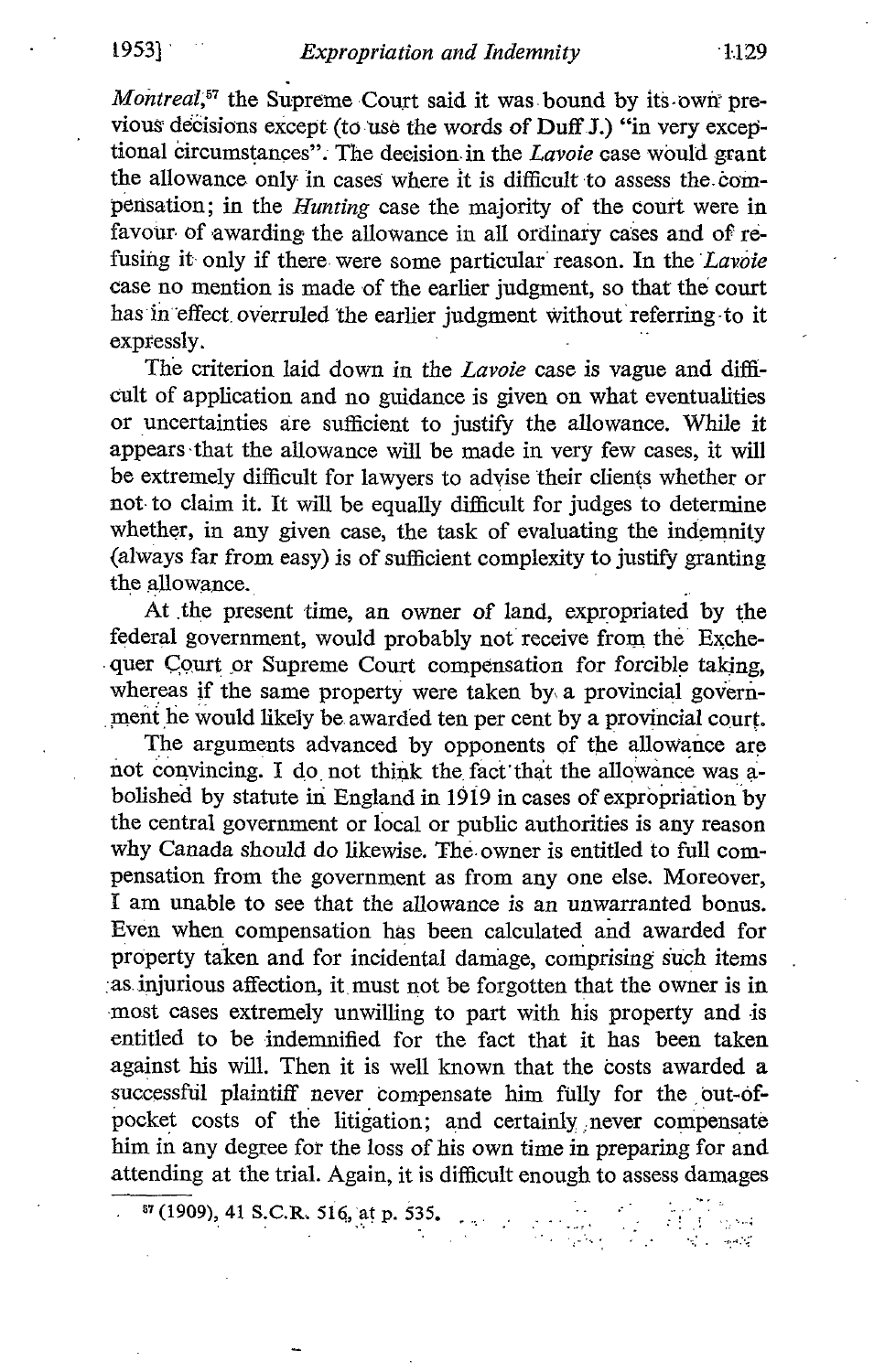*Montreal*,[57] the Supreme Court said it was bound by its own previous decisions except (to use the words of Duff J.) "in very exceptional circumstances". The decision in the *Lavoie* case would grant the allowance only in cases where it is difficult to assess the compensation; in the *Hunting* case the majority of the court were in favour of awarding the allowance in all ordinary cases and of refusing it only if there were some particular reason. In the *Lavoie* case no mention is made of the earlier judgment, so that the court has in effect overruled the earlier judgment without referring to it expressly.

The criterion laid down in the *Lavoie* case is vague and difficult of application and no guidance is given on what eventualities or uncertainties are sufficient to justify the allowance. While it appears that the allowance will be made in very few cases, it will be extremely difficult for lawyers to advise their clients whether or not to claim it. It will be equally difficult for judges to determine whether, in any given case, the task of evaluating the indemnity (always far from easy) is of sufficient complexity to justify granting the allowance.

At the present time, an owner of land, expropriated by the federal government, would probably not receive from the Exchequer Court or Supreme Court compensation for forcible taking, whereas if the same property were taken by a provincial government he would likely be awarded ten per cent by a provincial court.

The arguments advanced by opponents of the allowance are not convincing. I do not think the fact that the allowance was abolished by statute in England in 1919 in cases of expropriation by the central government or local or public authorities is any reason why Canada should do likewise. The owner is entitled to full compensation from the government as from any one else. Moreover, I am unable to see that the allowance is an unwarranted bonus. Even when compensation has been calculated and awarded for property taken and for incidental damage, comprising such items as injurious affection, it must not be forgotten that the owner is in most cases extremely unwilling to part with his property and is entitled to be indemnified for the fact that it has been taken against his will. Then it is well known that the costs awarded a successful plaintiff never compensate him fully for the out-of-pocket costs of the litigation; and certainly never compensate him in any degree for the loss of his own time in preparing for and attending at the trial. Again, it is difficult enough to assess damages

[57] (1909), 41 S.C.R. 516, at p. 535.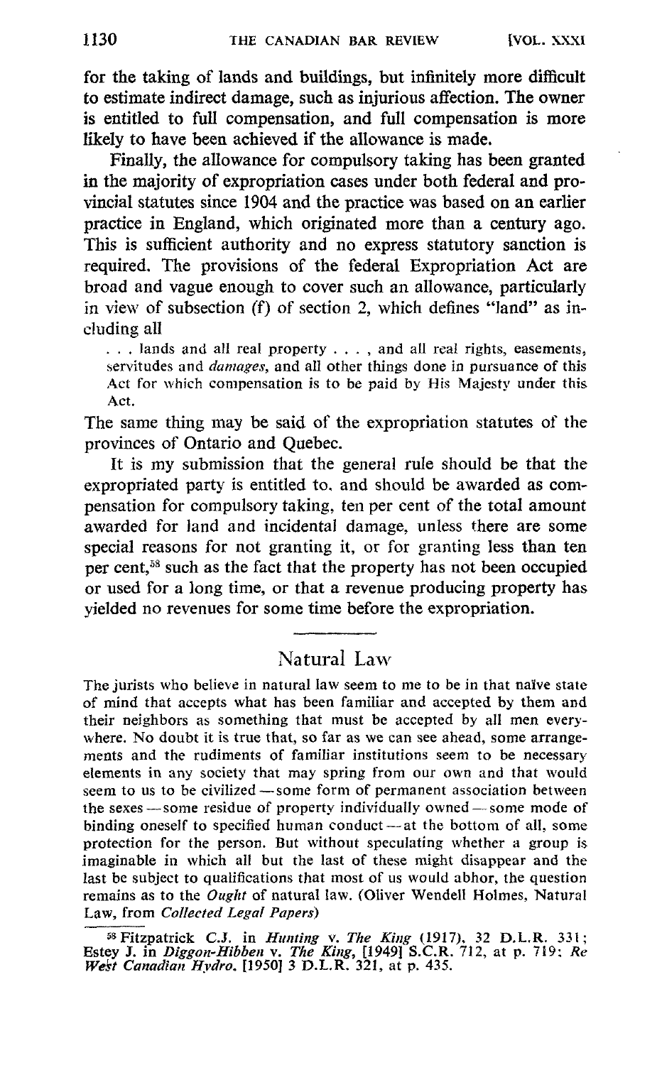for the taking of lands and buildings, but infinitely more difficult to estimate indirect damage, such as injurious affection. The owner is entitled to full compensation, and full compensation is more likely to have been achieved if the allowance is made.

Finally, the allowance for compulsory taking has been granted in the majority of expropriation cases under both federal and provincial statutes since 1904 and the practice was based on an earlier practice in England, which originated more than a century ago. This is sufficient authority and no express statutory sanction is required. The provisions of the federal Expropriation Act are broad and vague enough to cover such an allowance, particularly in view of subsection (f) of section 2, which defines "land" as including all

> . . . lands and all real property . . . , and all real rights, easements, servitudes and *damages*, and all other things done in pursuance of this Act for which compensation is to be paid by His Majesty under this Act.

The same thing may be said of the expropriation statutes of the provinces of Ontario and Quebec.

It is my submission that the general rule should be that the expropriated party is entitled to, and should be awarded as compensation for compulsory taking, ten per cent of the total amount awarded for land and incidental damage, unless there are some special reasons for not granting it, or for granting less than ten per cent,[58] such as the fact that the property has not been occupied or used for a long time, or that a revenue producing property has yielded no revenues for some time before the expropriation.

---

## Natural Law

The jurists who believe in natural law seem to me to be in that naïve state of mind that accepts what has been familiar and accepted by them and their neighbors as something that must be accepted by all men everywhere. No doubt it is true that, so far as we can see ahead, some arrangements and the rudiments of familiar institutions seem to be necessary elements in any society that may spring from our own and that would seem to us to be civilized — some form of permanent association between the sexes — some residue of property individually owned — some mode of binding oneself to specified human conduct — at the bottom of all, some protection for the person. But without speculating whether a group is imaginable in which all but the last of these might disappear and the last be subject to qualifications that most of us would abhor, the question remains as to the *Ought* of natural law. (Oliver Wendell Holmes, Natural Law, from *Collected Legal Papers*)

---

[58] Fitzpatrick C.J. in *Hunting* v. *The King* (1917), 32 D.L.R. 331; Estey J. in *Diggon-Hibben* v. *The King*, [1949] S.C.R. 712, at p. 719; *Re West Canadian Hydro*, [1950] 3 D.L.R. 321, at p. 435.